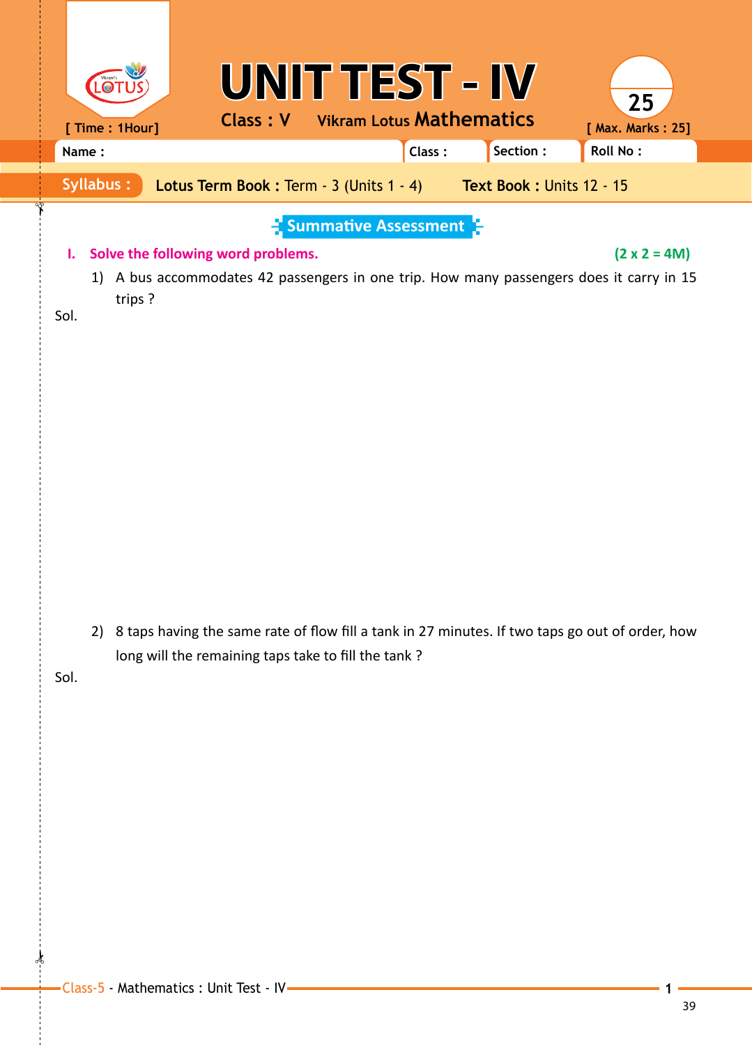# UNIT TEST - IV

[ Time : 1Hour]

Class : V  Vikram Lotus **Mathematics**

25

[ Max. Marks : 25]

| Name : | Class : | Section : | Roll No : |
|---|---|---|---|

**Syllabus :** **Lotus Term Book :** Term - 3 (Units 1 - 4)  **Text Book :** Units 12 - 15

## Summative Assessment

**I. Solve the following word problems.** **(2 x 2 = 4M)**

1) A bus accommodates 42 passengers in one trip. How many passengers does it carry in 15 trips ?

Sol.

2) 8 taps having the same rate of flow fill a tank in 27 minutes. If two taps go out of order, how long will the remaining taps take to fill the tank ?

Sol.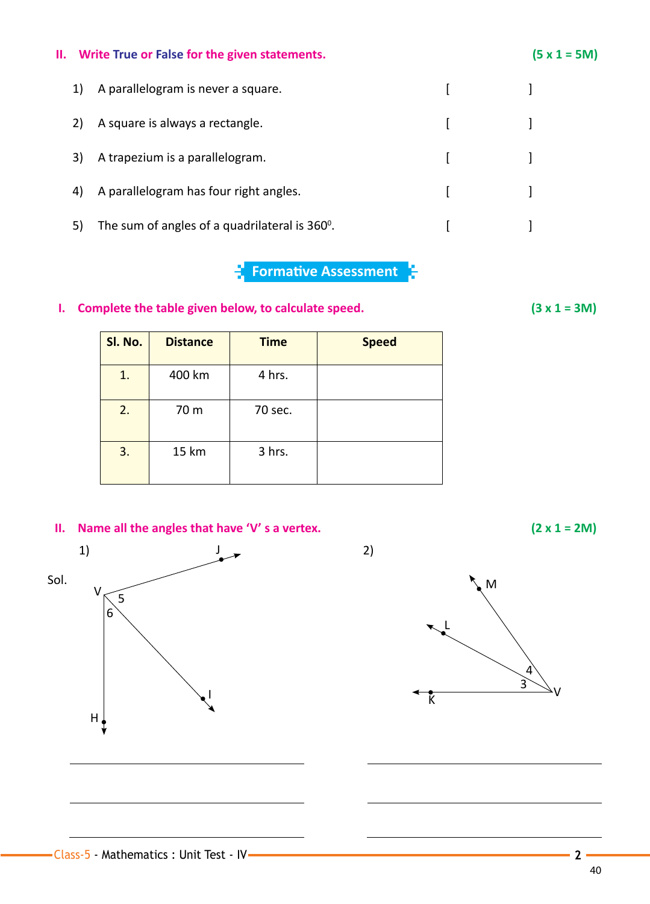## II. Write True or False for the given statements. (5 x 1 = 5M)

1) A parallelogram is never a square. [ ]

2) A square is always a rectangle. [ ]

3) A trapezium is a parallelogram. [ ]

4) A parallelogram has four right angles. [ ]

5) The sum of angles of a quadrilateral is $360^0$. [ ]

# Formative Assessment

## I. Complete the table given below, to calculate speed. (3 x 1 = 3M)

| Sl. No. | Distance | Time | Speed |
|---|---|---|---|
| 1. | 400 km | 4 hrs. | |
| 2. | 70 m | 70 sec. | |
| 3. | 15 km | 3 hrs. | |

## II. Name all the angles that have 'V' s a vertex. (2 x 1 = 2M)

1) 

2)

Sol.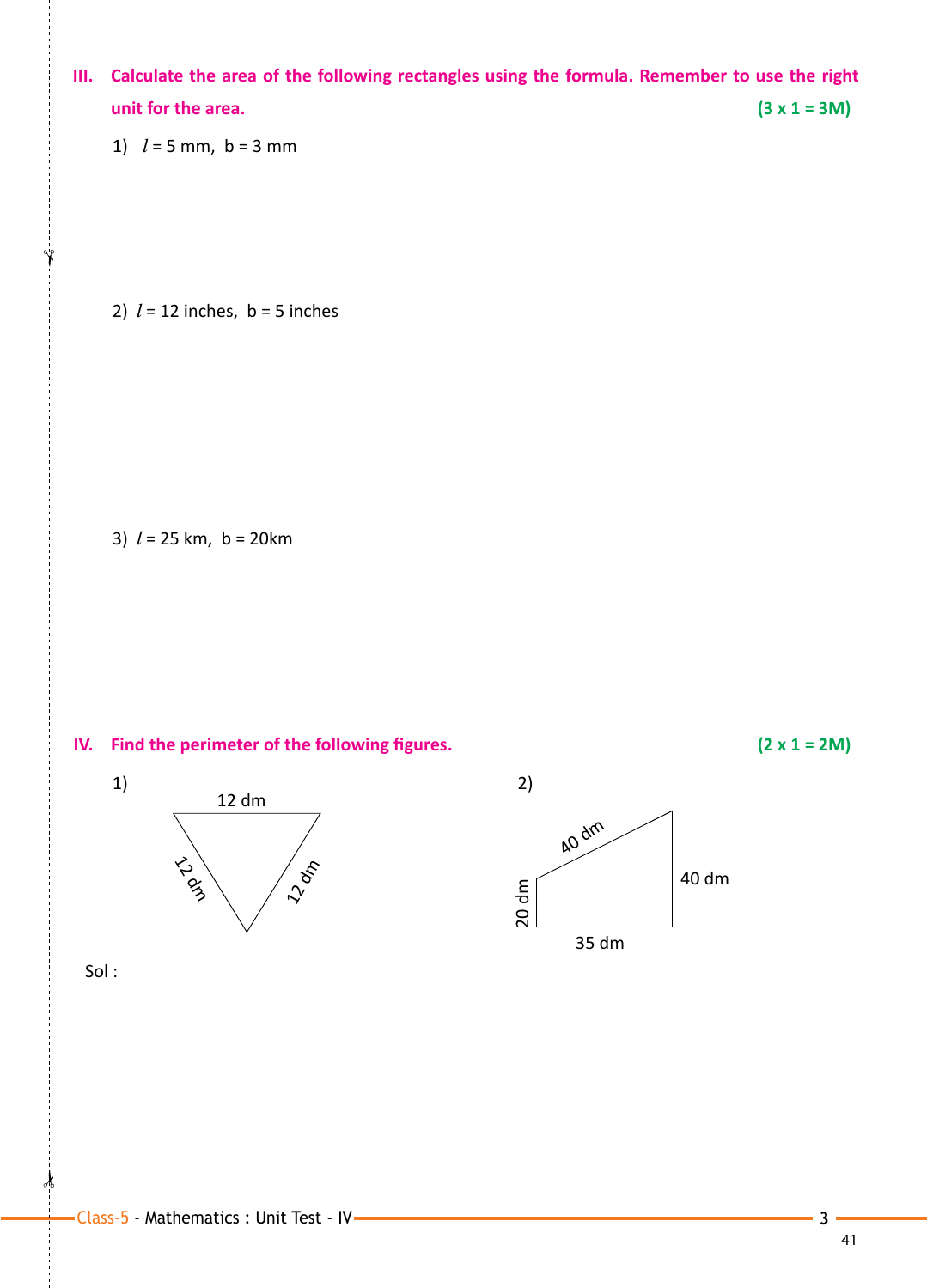**III. Calculate the area of the following rectangles using the formula. Remember to use the right unit for the area.** **(3 x 1 = 3M)**

1) $l$ = 5 mm, b = 3 mm

2) $l$ = 12 inches, b = 5 inches

3) $l$ = 25 km, b = 20km

**IV. Find the perimeter of the following figures.** **(2 x 1 = 2M)**

1) 12 dm, 12 dm, 12 dm

2) 40 dm, 40 dm, 20 dm, 35 dm

Sol :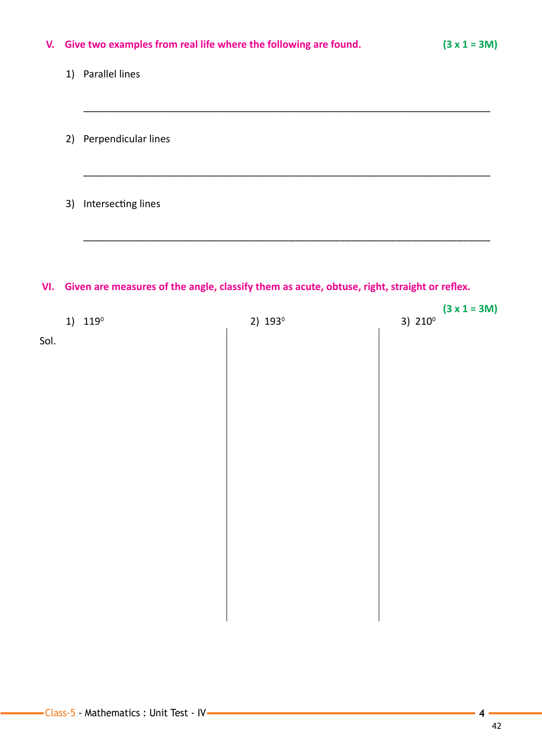**V. Give two examples from real life where the following are found.** **(3 x 1 = 3M)**

1) Parallel lines

_______________________________________________________________________

2) Perpendicular lines

_______________________________________________________________________

3) Intersecting lines

_______________________________________________________________________

**VI. Given are measures of the angle, classify them as acute, obtuse, right, straight or reflex.**

**(3 x 1 = 3M)**

1) $119^0$ 2) $193^0$ 3) $210^0$

Sol.